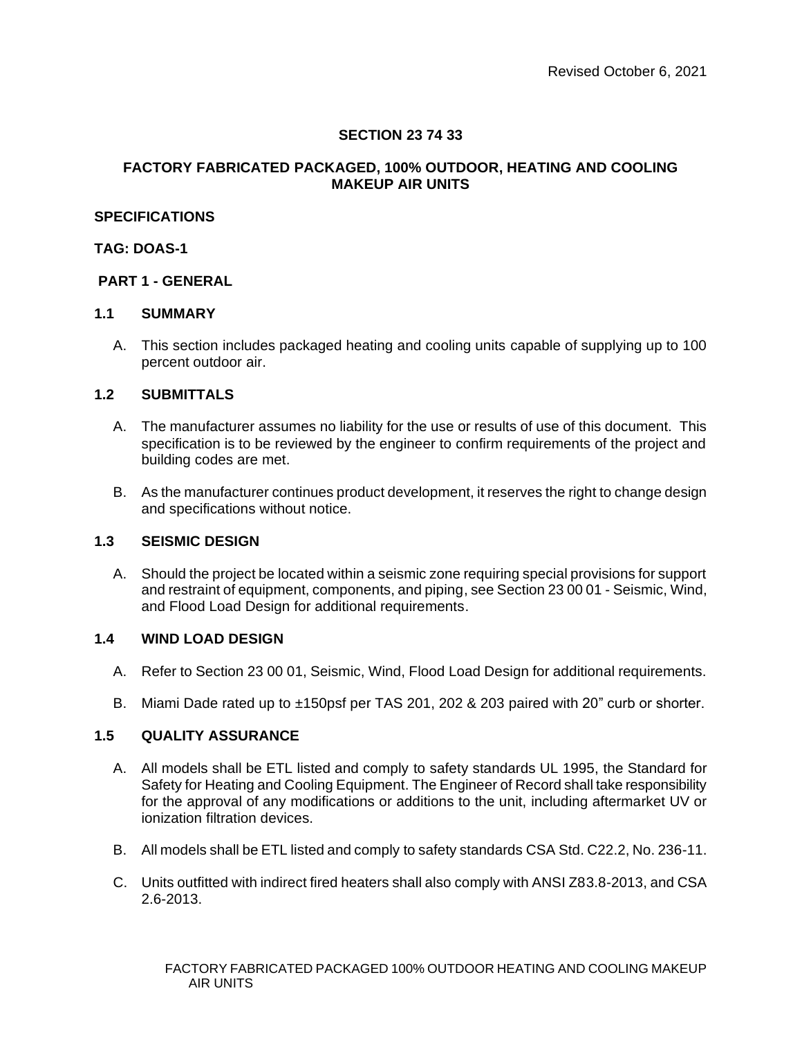Revised October 6, 2021

# SECTION 23 74 33

## FACTORY FABRICATED PACKAGED, 100% OUTDOOR, HEATING AND COOLING MAKEUP AIR UNITS

**SPECIFICATIONS**

**TAG: DOAS-1**

## PART 1 - GENERAL

### 1.1 SUMMARY

A. This section includes packaged heating and cooling units capable of supplying up to 100 percent outdoor air.

### 1.2 SUBMITTALS

A. The manufacturer assumes no liability for the use or results of use of this document. This specification is to be reviewed by the engineer to confirm requirements of the project and building codes are met.

B. As the manufacturer continues product development, it reserves the right to change design and specifications without notice.

### 1.3 SEISMIC DESIGN

A. Should the project be located within a seismic zone requiring special provisions for support and restraint of equipment, components, and piping, see Section 23 00 01 - Seismic, Wind, and Flood Load Design for additional requirements.

### 1.4 WIND LOAD DESIGN

A. Refer to Section 23 00 01, Seismic, Wind, Flood Load Design for additional requirements.

B. Miami Dade rated up to ±150psf per TAS 201, 202 & 203 paired with 20" curb or shorter.

### 1.5 QUALITY ASSURANCE

A. All models shall be ETL listed and comply to safety standards UL 1995, the Standard for Safety for Heating and Cooling Equipment. The Engineer of Record shall take responsibility for the approval of any modifications or additions to the unit, including aftermarket UV or ionization filtration devices.

B. All models shall be ETL listed and comply to safety standards CSA Std. C22.2, No. 236-11.

C. Units outfitted with indirect fired heaters shall also comply with ANSI Z83.8-2013, and CSA 2.6-2013.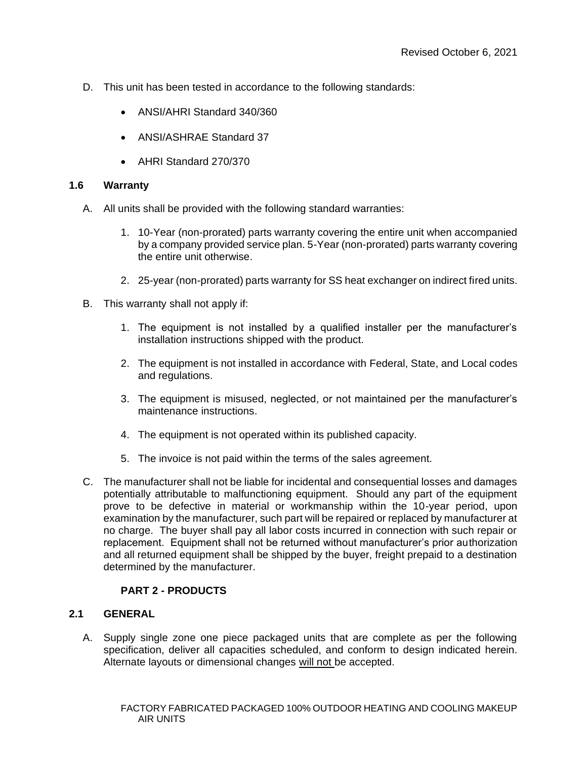D. This unit has been tested in accordance to the following standards:

- ANSI/AHRI Standard 340/360
- ANSI/ASHRAE Standard 37
- AHRI Standard 270/370

### 1.6 Warranty

A. All units shall be provided with the following standard warranties:

   1. 10-Year (non-prorated) parts warranty covering the entire unit when accompanied by a company provided service plan. 5-Year (non-prorated) parts warranty covering the entire unit otherwise.
   2. 25-year (non-prorated) parts warranty for SS heat exchanger on indirect fired units.

B. This warranty shall not apply if:

   1. The equipment is not installed by a qualified installer per the manufacturer's installation instructions shipped with the product.
   2. The equipment is not installed in accordance with Federal, State, and Local codes and regulations.
   3. The equipment is misused, neglected, or not maintained per the manufacturer's maintenance instructions.
   4. The equipment is not operated within its published capacity.
   5. The invoice is not paid within the terms of the sales agreement.

C. The manufacturer shall not be liable for incidental and consequential losses and damages potentially attributable to malfunctioning equipment. Should any part of the equipment prove to be defective in material or workmanship within the 10-year period, upon examination by the manufacturer, such part will be repaired or replaced by manufacturer at no charge. The buyer shall pay all labor costs incurred in connection with such repair or replacement. Equipment shall not be returned without manufacturer's prior authorization and all returned equipment shall be shipped by the buyer, freight prepaid to a destination determined by the manufacturer.

## PART 2 - PRODUCTS

### 2.1 GENERAL

A. Supply single zone one piece packaged units that are complete as per the following specification, deliver all capacities scheduled, and conform to design indicated herein. Alternate layouts or dimensional changes will not be accepted.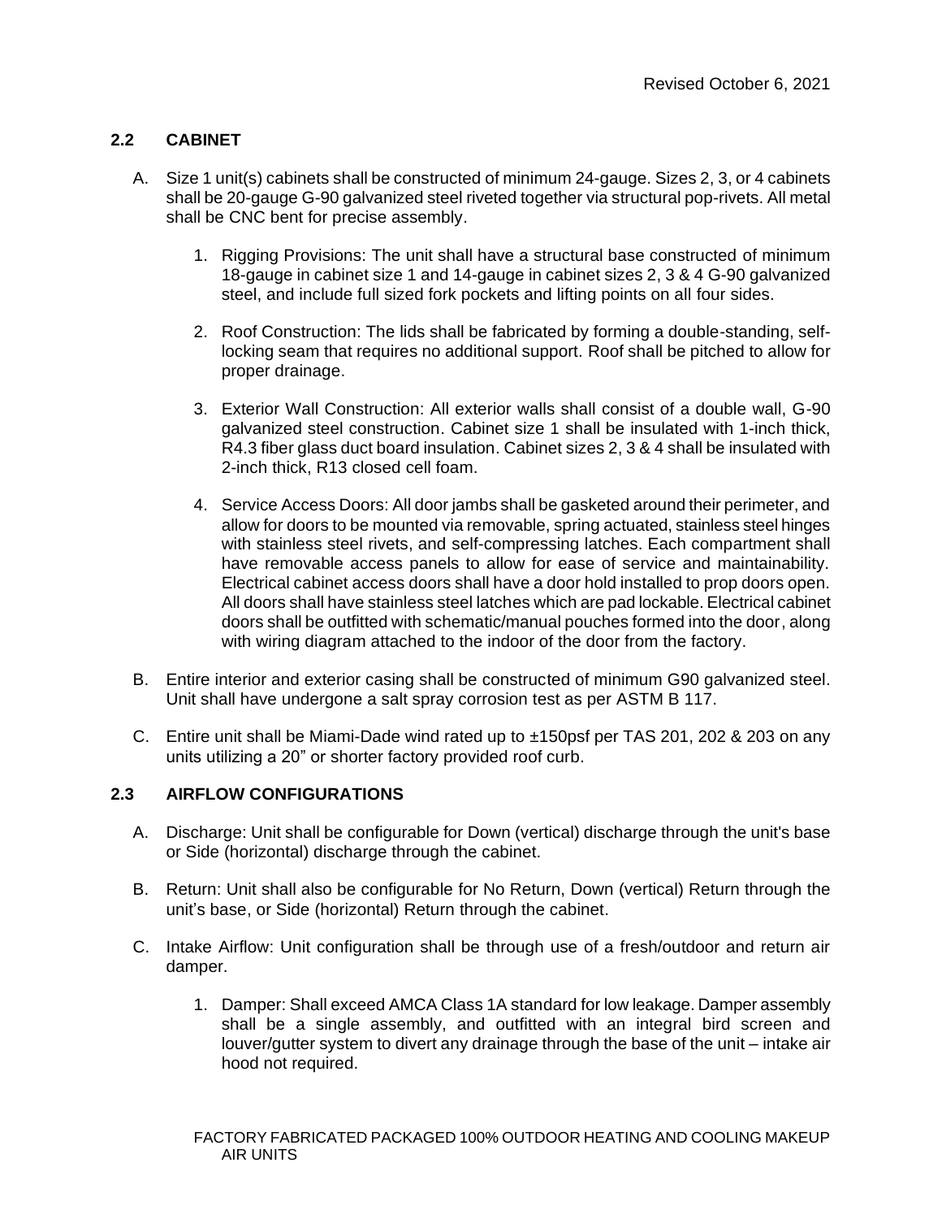## 2.2 CABINET

A. Size 1 unit(s) cabinets shall be constructed of minimum 24-gauge. Sizes 2, 3, or 4 cabinets shall be 20-gauge G-90 galvanized steel riveted together via structural pop-rivets. All metal shall be CNC bent for precise assembly.

   1. Rigging Provisions: The unit shall have a structural base constructed of minimum 18-gauge in cabinet size 1 and 14-gauge in cabinet sizes 2, 3 & 4 G-90 galvanized steel, and include full sized fork pockets and lifting points on all four sides.

   2. Roof Construction: The lids shall be fabricated by forming a double-standing, self-locking seam that requires no additional support. Roof shall be pitched to allow for proper drainage.

   3. Exterior Wall Construction: All exterior walls shall consist of a double wall, G-90 galvanized steel construction. Cabinet size 1 shall be insulated with 1-inch thick, R4.3 fiber glass duct board insulation. Cabinet sizes 2, 3 & 4 shall be insulated with 2-inch thick, R13 closed cell foam.

   4. Service Access Doors: All door jambs shall be gasketed around their perimeter, and allow for doors to be mounted via removable, spring actuated, stainless steel hinges with stainless steel rivets, and self-compressing latches. Each compartment shall have removable access panels to allow for ease of service and maintainability. Electrical cabinet access doors shall have a door hold installed to prop doors open. All doors shall have stainless steel latches which are pad lockable. Electrical cabinet doors shall be outfitted with schematic/manual pouches formed into the door, along with wiring diagram attached to the indoor of the door from the factory.

B. Entire interior and exterior casing shall be constructed of minimum G90 galvanized steel. Unit shall have undergone a salt spray corrosion test as per ASTM B 117.

C. Entire unit shall be Miami-Dade wind rated up to ±150psf per TAS 201, 202 & 203 on any units utilizing a 20" or shorter factory provided roof curb.

## 2.3 AIRFLOW CONFIGURATIONS

A. Discharge: Unit shall be configurable for Down (vertical) discharge through the unit's base or Side (horizontal) discharge through the cabinet.

B. Return: Unit shall also be configurable for No Return, Down (vertical) Return through the unit's base, or Side (horizontal) Return through the cabinet.

C. Intake Airflow: Unit configuration shall be through use of a fresh/outdoor and return air damper.

   1. Damper: Shall exceed AMCA Class 1A standard for low leakage. Damper assembly shall be a single assembly, and outfitted with an integral bird screen and louver/gutter system to divert any drainage through the base of the unit – intake air hood not required.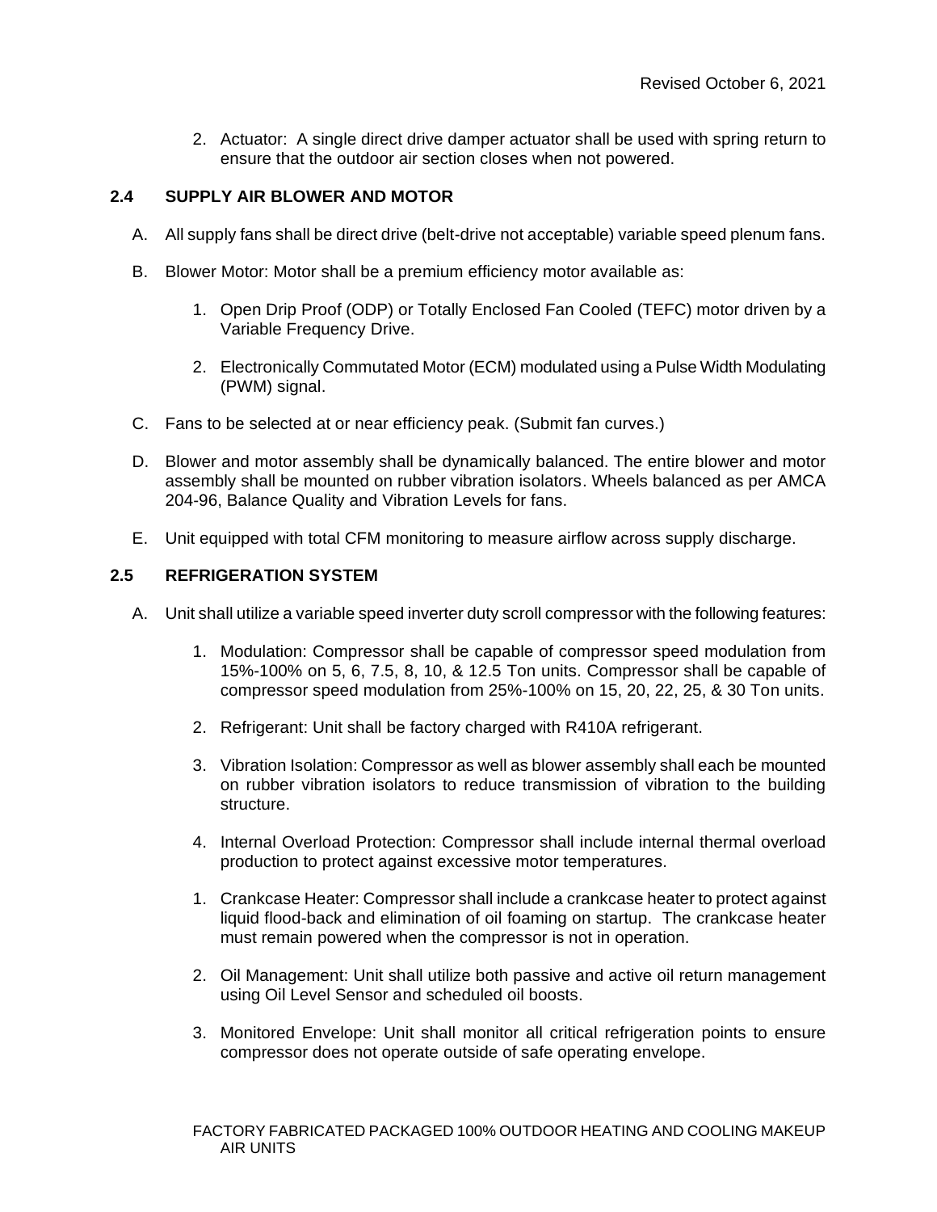2. Actuator: A single direct drive damper actuator shall be used with spring return to ensure that the outdoor air section closes when not powered.

## 2.4 SUPPLY AIR BLOWER AND MOTOR

A. All supply fans shall be direct drive (belt-drive not acceptable) variable speed plenum fans.

B. Blower Motor: Motor shall be a premium efficiency motor available as:

1. Open Drip Proof (ODP) or Totally Enclosed Fan Cooled (TEFC) motor driven by a Variable Frequency Drive.

2. Electronically Commutated Motor (ECM) modulated using a Pulse Width Modulating (PWM) signal.

C. Fans to be selected at or near efficiency peak. (Submit fan curves.)

D. Blower and motor assembly shall be dynamically balanced. The entire blower and motor assembly shall be mounted on rubber vibration isolators. Wheels balanced as per AMCA 204-96, Balance Quality and Vibration Levels for fans.

E. Unit equipped with total CFM monitoring to measure airflow across supply discharge.

## 2.5 REFRIGERATION SYSTEM

A. Unit shall utilize a variable speed inverter duty scroll compressor with the following features:

1. Modulation: Compressor shall be capable of compressor speed modulation from 15%-100% on 5, 6, 7.5, 8, 10, & 12.5 Ton units. Compressor shall be capable of compressor speed modulation from 25%-100% on 15, 20, 22, 25, & 30 Ton units.

2. Refrigerant: Unit shall be factory charged with R410A refrigerant.

3. Vibration Isolation: Compressor as well as blower assembly shall each be mounted on rubber vibration isolators to reduce transmission of vibration to the building structure.

4. Internal Overload Protection: Compressor shall include internal thermal overload production to protect against excessive motor temperatures.

1. Crankcase Heater: Compressor shall include a crankcase heater to protect against liquid flood-back and elimination of oil foaming on startup. The crankcase heater must remain powered when the compressor is not in operation.

2. Oil Management: Unit shall utilize both passive and active oil return management using Oil Level Sensor and scheduled oil boosts.

3. Monitored Envelope: Unit shall monitor all critical refrigeration points to ensure compressor does not operate outside of safe operating envelope.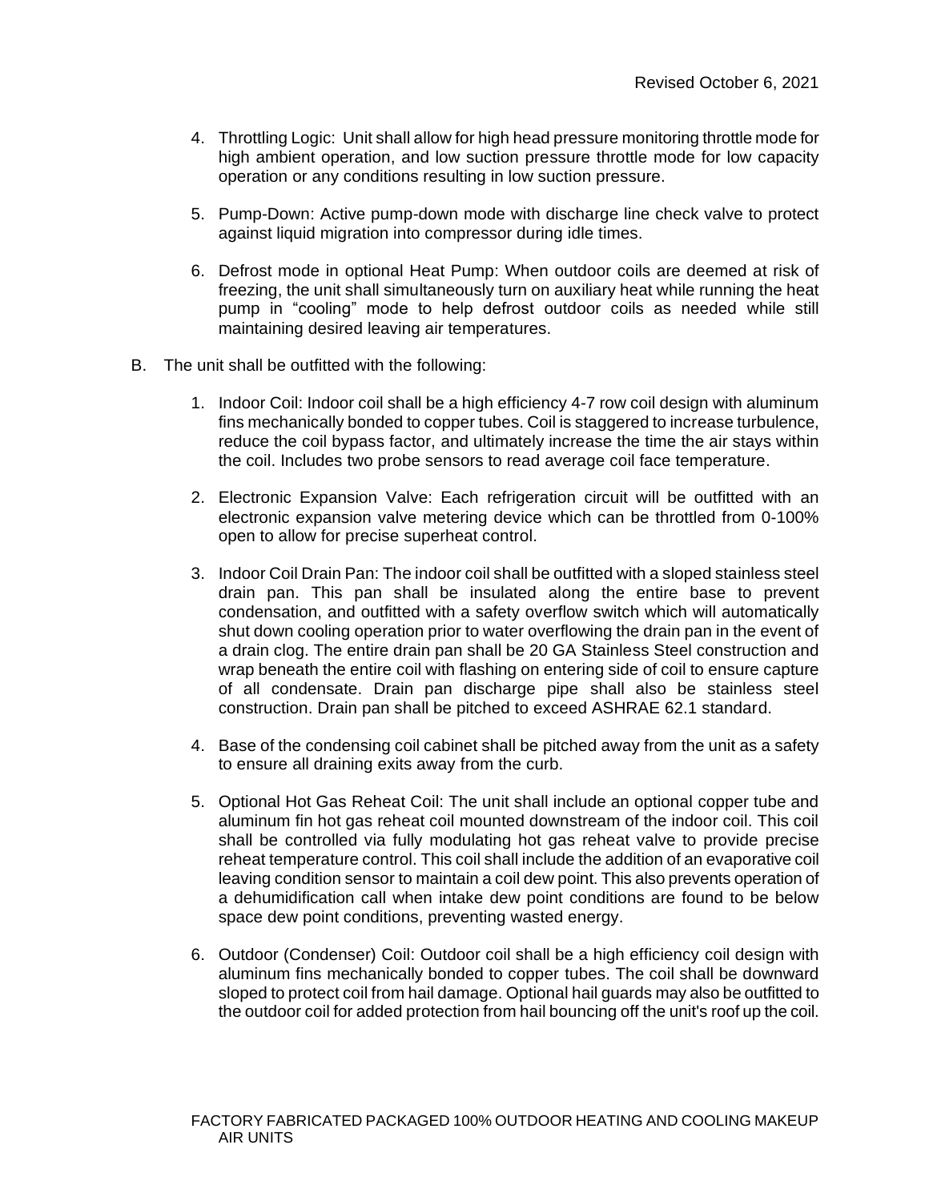4. Throttling Logic: Unit shall allow for high head pressure monitoring throttle mode for high ambient operation, and low suction pressure throttle mode for low capacity operation or any conditions resulting in low suction pressure.

5. Pump-Down: Active pump-down mode with discharge line check valve to protect against liquid migration into compressor during idle times.

6. Defrost mode in optional Heat Pump: When outdoor coils are deemed at risk of freezing, the unit shall simultaneously turn on auxiliary heat while running the heat pump in "cooling" mode to help defrost outdoor coils as needed while still maintaining desired leaving air temperatures.

B. The unit shall be outfitted with the following:

1. Indoor Coil: Indoor coil shall be a high efficiency 4-7 row coil design with aluminum fins mechanically bonded to copper tubes. Coil is staggered to increase turbulence, reduce the coil bypass factor, and ultimately increase the time the air stays within the coil. Includes two probe sensors to read average coil face temperature.

2. Electronic Expansion Valve: Each refrigeration circuit will be outfitted with an electronic expansion valve metering device which can be throttled from 0-100% open to allow for precise superheat control.

3. Indoor Coil Drain Pan: The indoor coil shall be outfitted with a sloped stainless steel drain pan. This pan shall be insulated along the entire base to prevent condensation, and outfitted with a safety overflow switch which will automatically shut down cooling operation prior to water overflowing the drain pan in the event of a drain clog. The entire drain pan shall be 20 GA Stainless Steel construction and wrap beneath the entire coil with flashing on entering side of coil to ensure capture of all condensate. Drain pan discharge pipe shall also be stainless steel construction. Drain pan shall be pitched to exceed ASHRAE 62.1 standard.

4. Base of the condensing coil cabinet shall be pitched away from the unit as a safety to ensure all draining exits away from the curb.

5. Optional Hot Gas Reheat Coil: The unit shall include an optional copper tube and aluminum fin hot gas reheat coil mounted downstream of the indoor coil. This coil shall be controlled via fully modulating hot gas reheat valve to provide precise reheat temperature control. This coil shall include the addition of an evaporative coil leaving condition sensor to maintain a coil dew point. This also prevents operation of a dehumidification call when intake dew point conditions are found to be below space dew point conditions, preventing wasted energy.

6. Outdoor (Condenser) Coil: Outdoor coil shall be a high efficiency coil design with aluminum fins mechanically bonded to copper tubes. The coil shall be downward sloped to protect coil from hail damage. Optional hail guards may also be outfitted to the outdoor coil for added protection from hail bouncing off the unit's roof up the coil.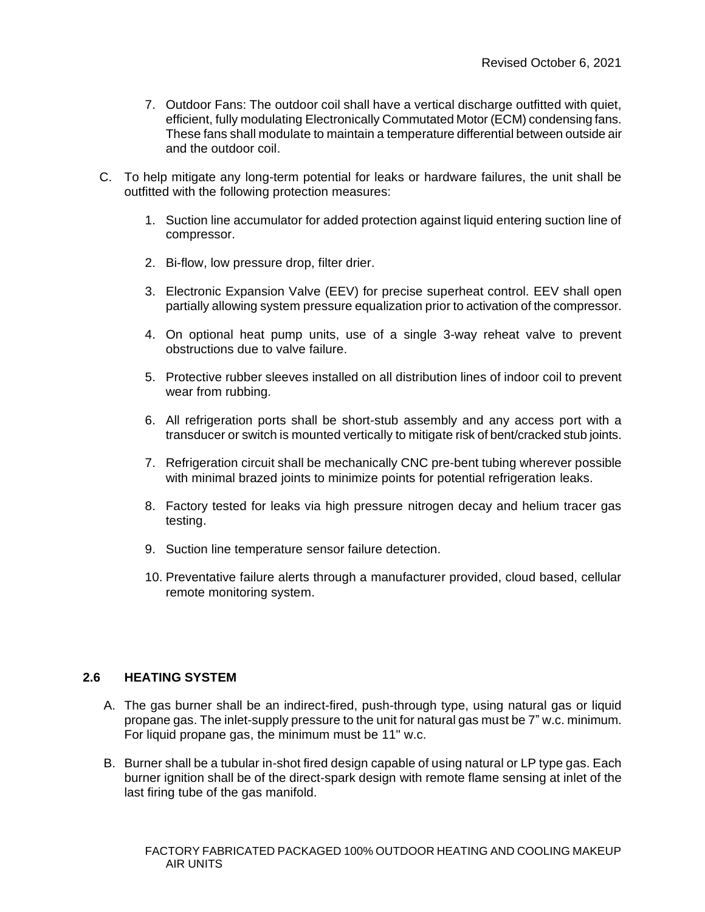7. Outdoor Fans: The outdoor coil shall have a vertical discharge outfitted with quiet, efficient, fully modulating Electronically Commutated Motor (ECM) condensing fans. These fans shall modulate to maintain a temperature differential between outside air and the outdoor coil.

C. To help mitigate any long-term potential for leaks or hardware failures, the unit shall be outfitted with the following protection measures:

1. Suction line accumulator for added protection against liquid entering suction line of compressor.

2. Bi-flow, low pressure drop, filter drier.

3. Electronic Expansion Valve (EEV) for precise superheat control. EEV shall open partially allowing system pressure equalization prior to activation of the compressor.

4. On optional heat pump units, use of a single 3-way reheat valve to prevent obstructions due to valve failure.

5. Protective rubber sleeves installed on all distribution lines of indoor coil to prevent wear from rubbing.

6. All refrigeration ports shall be short-stub assembly and any access port with a transducer or switch is mounted vertically to mitigate risk of bent/cracked stub joints.

7. Refrigeration circuit shall be mechanically CNC pre-bent tubing wherever possible with minimal brazed joints to minimize points for potential refrigeration leaks.

8. Factory tested for leaks via high pressure nitrogen decay and helium tracer gas testing.

9. Suction line temperature sensor failure detection.

10. Preventative failure alerts through a manufacturer provided, cloud based, cellular remote monitoring system.

## 2.6 HEATING SYSTEM

A. The gas burner shall be an indirect-fired, push-through type, using natural gas or liquid propane gas. The inlet-supply pressure to the unit for natural gas must be 7" w.c. minimum. For liquid propane gas, the minimum must be 11" w.c.

B. Burner shall be a tubular in-shot fired design capable of using natural or LP type gas. Each burner ignition shall be of the direct-spark design with remote flame sensing at inlet of the last firing tube of the gas manifold.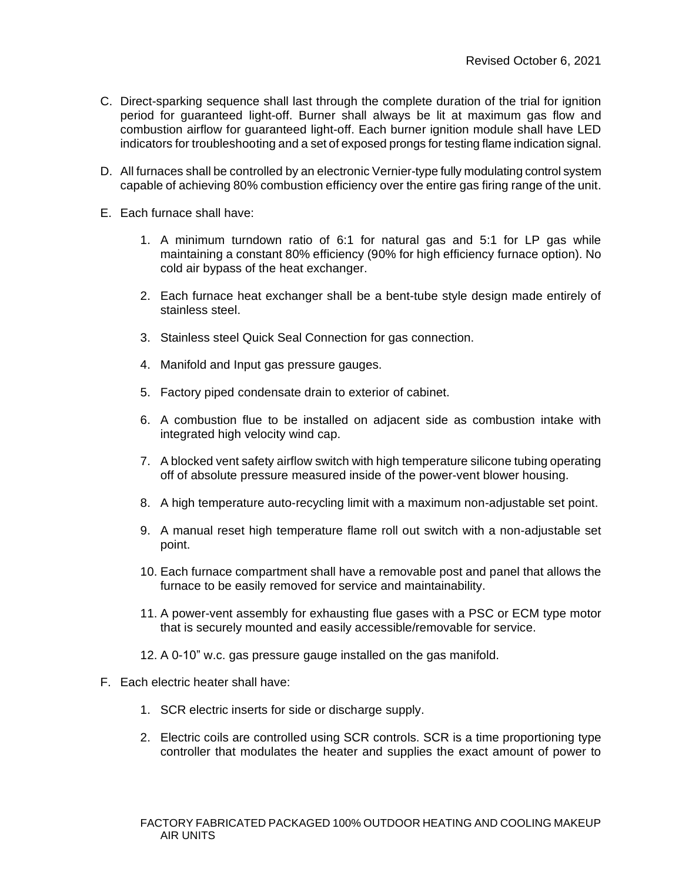C. Direct-sparking sequence shall last through the complete duration of the trial for ignition period for guaranteed light-off. Burner shall always be lit at maximum gas flow and combustion airflow for guaranteed light-off. Each burner ignition module shall have LED indicators for troubleshooting and a set of exposed prongs for testing flame indication signal.

D. All furnaces shall be controlled by an electronic Vernier-type fully modulating control system capable of achieving 80% combustion efficiency over the entire gas firing range of the unit.

E. Each furnace shall have:

   1. A minimum turndown ratio of 6:1 for natural gas and 5:1 for LP gas while maintaining a constant 80% efficiency (90% for high efficiency furnace option). No cold air bypass of the heat exchanger.

   2. Each furnace heat exchanger shall be a bent-tube style design made entirely of stainless steel.

   3. Stainless steel Quick Seal Connection for gas connection.

   4. Manifold and Input gas pressure gauges.

   5. Factory piped condensate drain to exterior of cabinet.

   6. A combustion flue to be installed on adjacent side as combustion intake with integrated high velocity wind cap.

   7. A blocked vent safety airflow switch with high temperature silicone tubing operating off of absolute pressure measured inside of the power-vent blower housing.

   8. A high temperature auto-recycling limit with a maximum non-adjustable set point.

   9. A manual reset high temperature flame roll out switch with a non-adjustable set point.

   10. Each furnace compartment shall have a removable post and panel that allows the furnace to be easily removed for service and maintainability.

   11. A power-vent assembly for exhausting flue gases with a PSC or ECM type motor that is securely mounted and easily accessible/removable for service.

   12. A 0-10" w.c. gas pressure gauge installed on the gas manifold.

F. Each electric heater shall have:

   1. SCR electric inserts for side or discharge supply.

   2. Electric coils are controlled using SCR controls. SCR is a time proportioning type controller that modulates the heater and supplies the exact amount of power to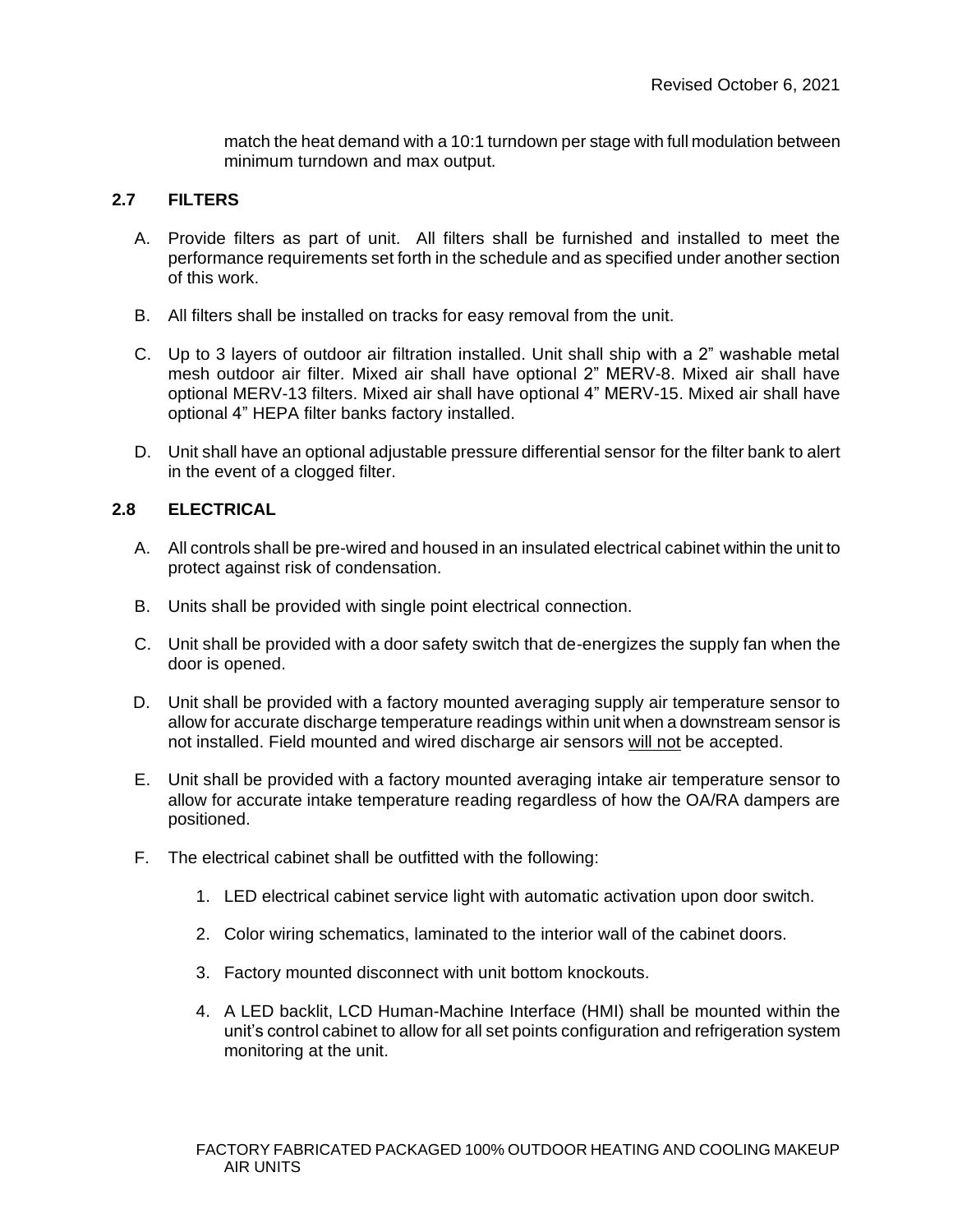match the heat demand with a 10:1 turndown per stage with full modulation between minimum turndown and max output.

## 2.7 FILTERS

A. Provide filters as part of unit. All filters shall be furnished and installed to meet the performance requirements set forth in the schedule and as specified under another section of this work.

B. All filters shall be installed on tracks for easy removal from the unit.

C. Up to 3 layers of outdoor air filtration installed. Unit shall ship with a 2" washable metal mesh outdoor air filter. Mixed air shall have optional 2" MERV-8. Mixed air shall have optional MERV-13 filters. Mixed air shall have optional 4" MERV-15. Mixed air shall have optional 4" HEPA filter banks factory installed.

D. Unit shall have an optional adjustable pressure differential sensor for the filter bank to alert in the event of a clogged filter.

## 2.8 ELECTRICAL

A. All controls shall be pre-wired and housed in an insulated electrical cabinet within the unit to protect against risk of condensation.

B. Units shall be provided with single point electrical connection.

C. Unit shall be provided with a door safety switch that de-energizes the supply fan when the door is opened.

D. Unit shall be provided with a factory mounted averaging supply air temperature sensor to allow for accurate discharge temperature readings within unit when a downstream sensor is not installed. Field mounted and wired discharge air sensors <u>will not</u> be accepted.

E. Unit shall be provided with a factory mounted averaging intake air temperature sensor to allow for accurate intake temperature reading regardless of how the OA/RA dampers are positioned.

F. The electrical cabinet shall be outfitted with the following:

1. LED electrical cabinet service light with automatic activation upon door switch.
2. Color wiring schematics, laminated to the interior wall of the cabinet doors.
3. Factory mounted disconnect with unit bottom knockouts.
4. A LED backlit, LCD Human-Machine Interface (HMI) shall be mounted within the unit's control cabinet to allow for all set points configuration and refrigeration system monitoring at the unit.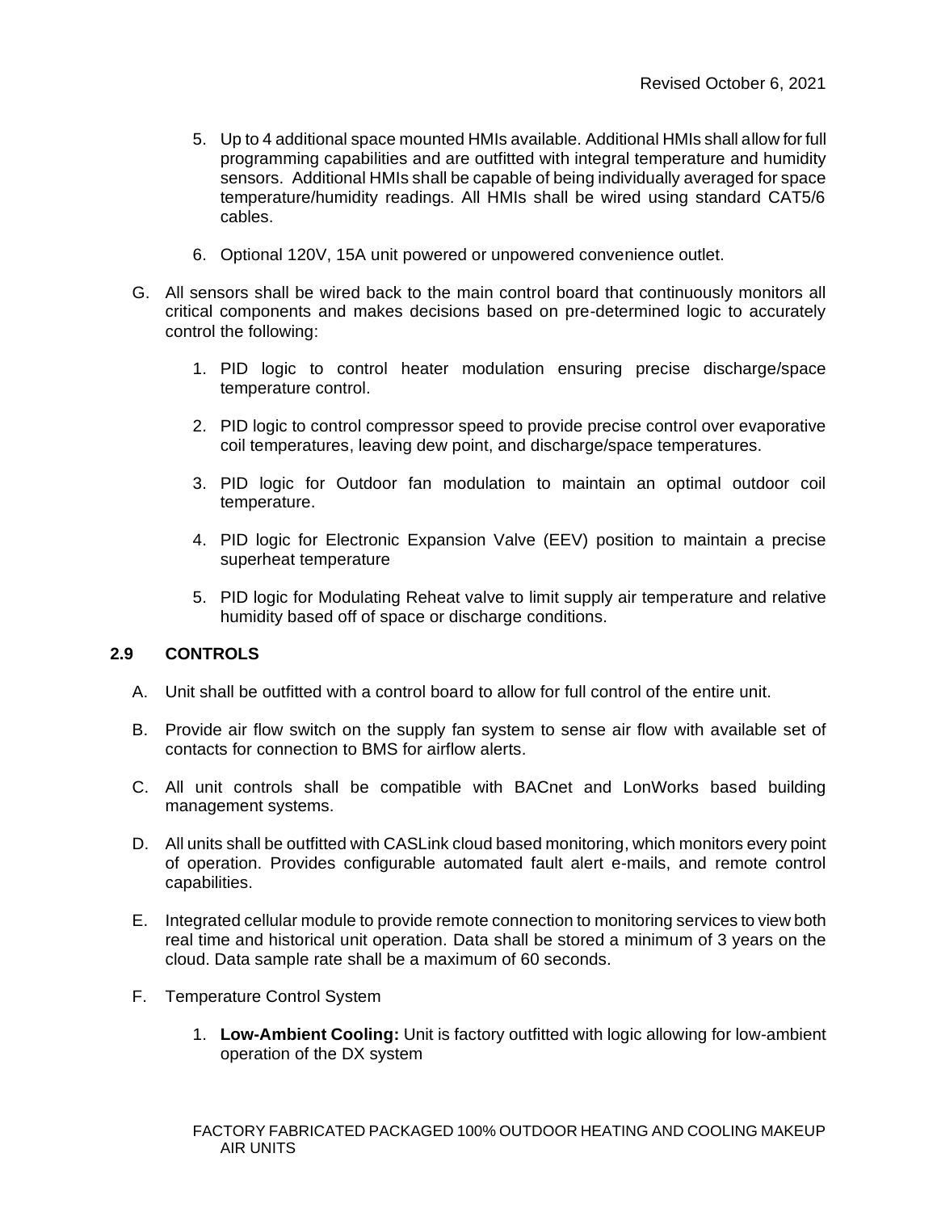5. Up to 4 additional space mounted HMIs available. Additional HMIs shall allow for full programming capabilities and are outfitted with integral temperature and humidity sensors. Additional HMIs shall be capable of being individually averaged for space temperature/humidity readings. All HMIs shall be wired using standard CAT5/6 cables.

6. Optional 120V, 15A unit powered or unpowered convenience outlet.

G. All sensors shall be wired back to the main control board that continuously monitors all critical components and makes decisions based on pre-determined logic to accurately control the following:

1. PID logic to control heater modulation ensuring precise discharge/space temperature control.

2. PID logic to control compressor speed to provide precise control over evaporative coil temperatures, leaving dew point, and discharge/space temperatures.

3. PID logic for Outdoor fan modulation to maintain an optimal outdoor coil temperature.

4. PID logic for Electronic Expansion Valve (EEV) position to maintain a precise superheat temperature

5. PID logic for Modulating Reheat valve to limit supply air temperature and relative humidity based off of space or discharge conditions.

## 2.9 CONTROLS

A. Unit shall be outfitted with a control board to allow for full control of the entire unit.

B. Provide air flow switch on the supply fan system to sense air flow with available set of contacts for connection to BMS for airflow alerts.

C. All unit controls shall be compatible with BACnet and LonWorks based building management systems.

D. All units shall be outfitted with CASLink cloud based monitoring, which monitors every point of operation. Provides configurable automated fault alert e-mails, and remote control capabilities.

E. Integrated cellular module to provide remote connection to monitoring services to view both real time and historical unit operation. Data shall be stored a minimum of 3 years on the cloud. Data sample rate shall be a maximum of 60 seconds.

F. Temperature Control System

1. **Low-Ambient Cooling:** Unit is factory outfitted with logic allowing for low-ambient operation of the DX system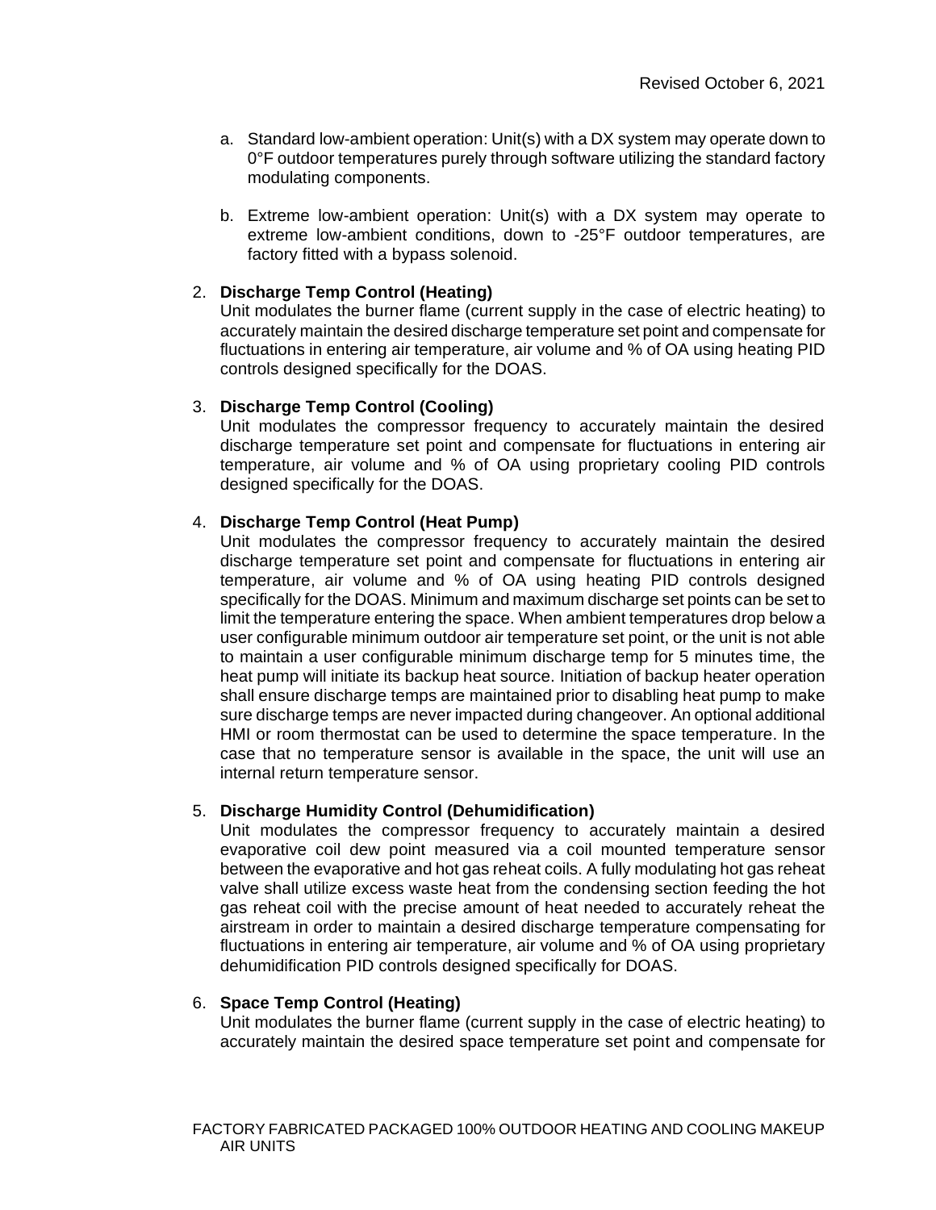a. Standard low-ambient operation: Unit(s) with a DX system may operate down to 0°F outdoor temperatures purely through software utilizing the standard factory modulating components.

b. Extreme low-ambient operation: Unit(s) with a DX system may operate to extreme low-ambient conditions, down to -25°F outdoor temperatures, are factory fitted with a bypass solenoid.

2. **Discharge Temp Control (Heating)**
   Unit modulates the burner flame (current supply in the case of electric heating) to accurately maintain the desired discharge temperature set point and compensate for fluctuations in entering air temperature, air volume and % of OA using heating PID controls designed specifically for the DOAS.

3. **Discharge Temp Control (Cooling)**
   Unit modulates the compressor frequency to accurately maintain the desired discharge temperature set point and compensate for fluctuations in entering air temperature, air volume and % of OA using proprietary cooling PID controls designed specifically for the DOAS.

4. **Discharge Temp Control (Heat Pump)**
   Unit modulates the compressor frequency to accurately maintain the desired discharge temperature set point and compensate for fluctuations in entering air temperature, air volume and % of OA using heating PID controls designed specifically for the DOAS. Minimum and maximum discharge set points can be set to limit the temperature entering the space. When ambient temperatures drop below a user configurable minimum outdoor air temperature set point, or the unit is not able to maintain a user configurable minimum discharge temp for 5 minutes time, the heat pump will initiate its backup heat source. Initiation of backup heater operation shall ensure discharge temps are maintained prior to disabling heat pump to make sure discharge temps are never impacted during changeover. An optional additional HMI or room thermostat can be used to determine the space temperature. In the case that no temperature sensor is available in the space, the unit will use an internal return temperature sensor.

5. **Discharge Humidity Control (Dehumidification)**
   Unit modulates the compressor frequency to accurately maintain a desired evaporative coil dew point measured via a coil mounted temperature sensor between the evaporative and hot gas reheat coils. A fully modulating hot gas reheat valve shall utilize excess waste heat from the condensing section feeding the hot gas reheat coil with the precise amount of heat needed to accurately reheat the airstream in order to maintain a desired discharge temperature compensating for fluctuations in entering air temperature, air volume and % of OA using proprietary dehumidification PID controls designed specifically for DOAS.

6. **Space Temp Control (Heating)**
   Unit modulates the burner flame (current supply in the case of electric heating) to accurately maintain the desired space temperature set point and compensate for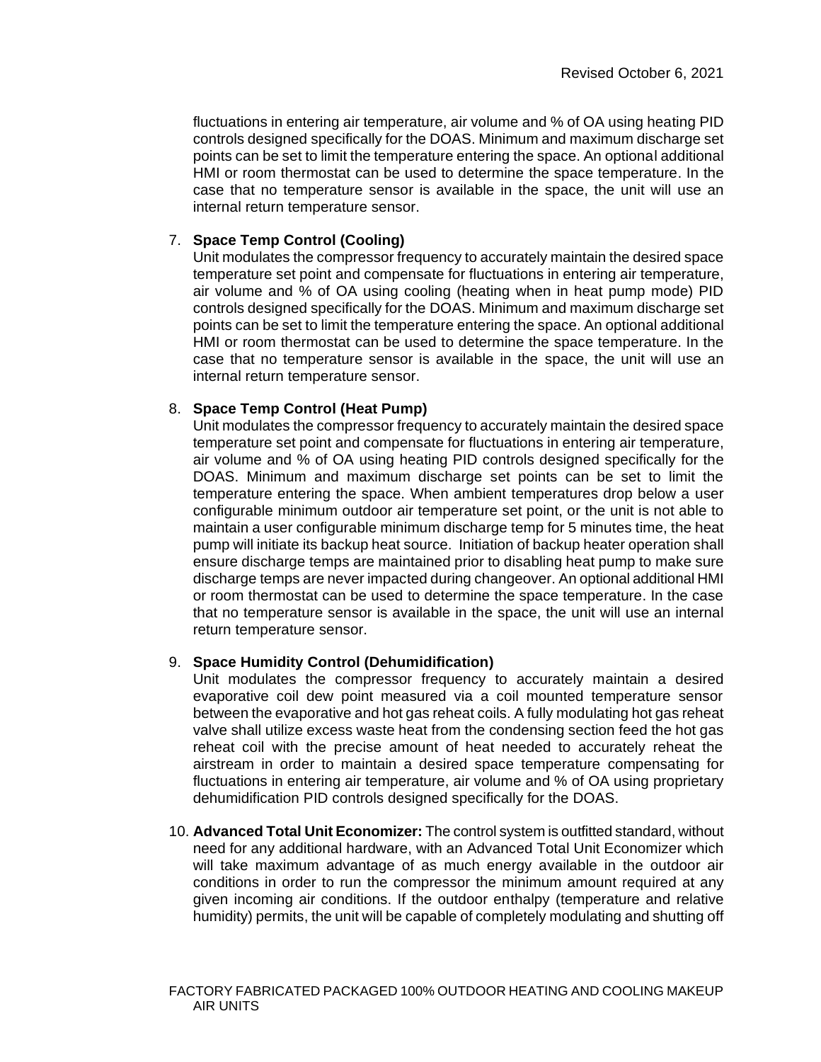fluctuations in entering air temperature, air volume and % of OA using heating PID controls designed specifically for the DOAS. Minimum and maximum discharge set points can be set to limit the temperature entering the space. An optional additional HMI or room thermostat can be used to determine the space temperature. In the case that no temperature sensor is available in the space, the unit will use an internal return temperature sensor.

7. **Space Temp Control (Cooling)**
   Unit modulates the compressor frequency to accurately maintain the desired space temperature set point and compensate for fluctuations in entering air temperature, air volume and % of OA using cooling (heating when in heat pump mode) PID controls designed specifically for the DOAS. Minimum and maximum discharge set points can be set to limit the temperature entering the space. An optional additional HMI or room thermostat can be used to determine the space temperature. In the case that no temperature sensor is available in the space, the unit will use an internal return temperature sensor.

8. **Space Temp Control (Heat Pump)**
   Unit modulates the compressor frequency to accurately maintain the desired space temperature set point and compensate for fluctuations in entering air temperature, air volume and % of OA using heating PID controls designed specifically for the DOAS. Minimum and maximum discharge set points can be set to limit the temperature entering the space. When ambient temperatures drop below a user configurable minimum outdoor air temperature set point, or the unit is not able to maintain a user configurable minimum discharge temp for 5 minutes time, the heat pump will initiate its backup heat source. Initiation of backup heater operation shall ensure discharge temps are maintained prior to disabling heat pump to make sure discharge temps are never impacted during changeover. An optional additional HMI or room thermostat can be used to determine the space temperature. In the case that no temperature sensor is available in the space, the unit will use an internal return temperature sensor.

9. **Space Humidity Control (Dehumidification)**
   Unit modulates the compressor frequency to accurately maintain a desired evaporative coil dew point measured via a coil mounted temperature sensor between the evaporative and hot gas reheat coils. A fully modulating hot gas reheat valve shall utilize excess waste heat from the condensing section feed the hot gas reheat coil with the precise amount of heat needed to accurately reheat the airstream in order to maintain a desired space temperature compensating for fluctuations in entering air temperature, air volume and % of OA using proprietary dehumidification PID controls designed specifically for the DOAS.

10. **Advanced Total Unit Economizer:** The control system is outfitted standard, without need for any additional hardware, with an Advanced Total Unit Economizer which will take maximum advantage of as much energy available in the outdoor air conditions in order to run the compressor the minimum amount required at any given incoming air conditions. If the outdoor enthalpy (temperature and relative humidity) permits, the unit will be capable of completely modulating and shutting off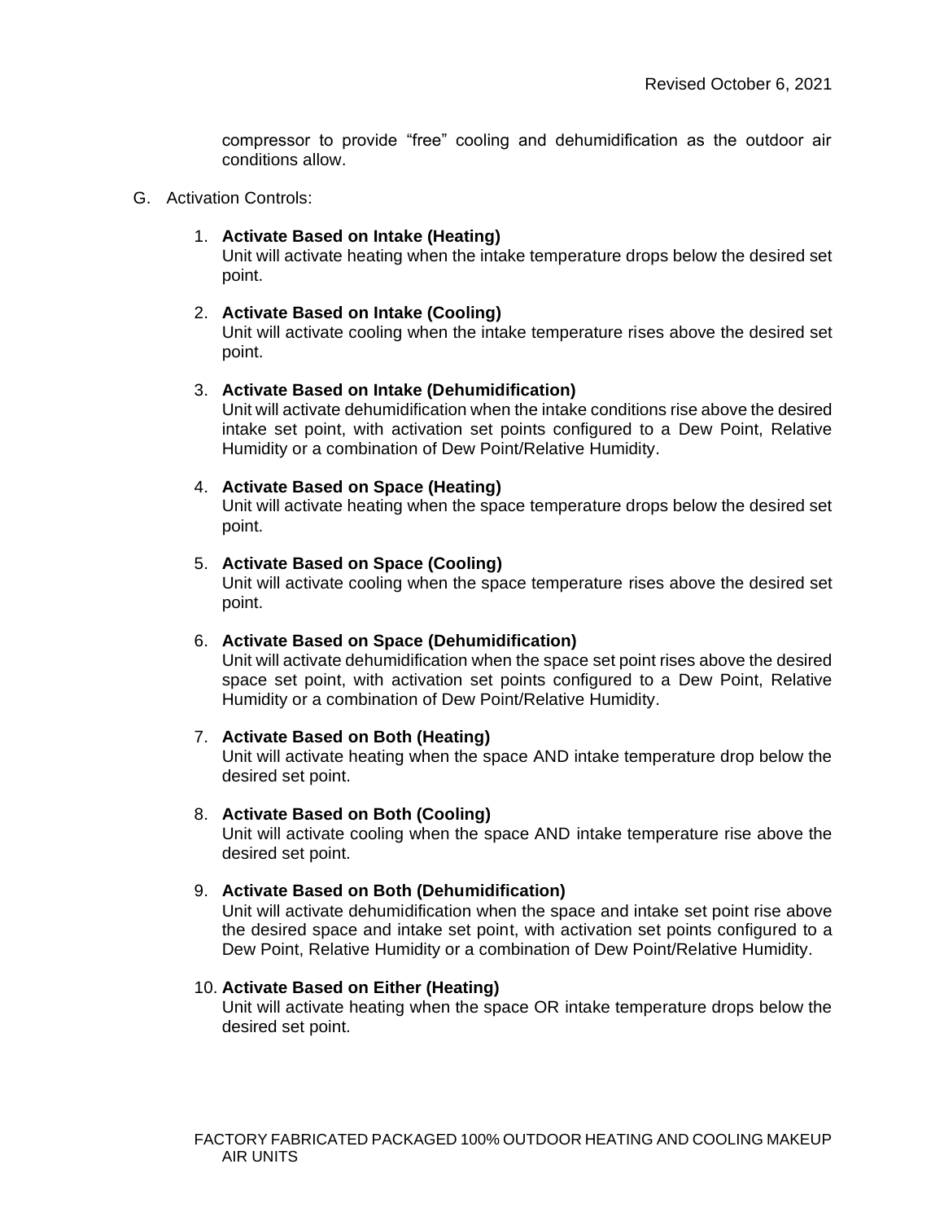compressor to provide "free" cooling and dehumidification as the outdoor air conditions allow.

G. Activation Controls:

1. **Activate Based on Intake (Heating)**
   Unit will activate heating when the intake temperature drops below the desired set point.

2. **Activate Based on Intake (Cooling)**
   Unit will activate cooling when the intake temperature rises above the desired set point.

3. **Activate Based on Intake (Dehumidification)**
   Unit will activate dehumidification when the intake conditions rise above the desired intake set point, with activation set points configured to a Dew Point, Relative Humidity or a combination of Dew Point/Relative Humidity.

4. **Activate Based on Space (Heating)**
   Unit will activate heating when the space temperature drops below the desired set point.

5. **Activate Based on Space (Cooling)**
   Unit will activate cooling when the space temperature rises above the desired set point.

6. **Activate Based on Space (Dehumidification)**
   Unit will activate dehumidification when the space set point rises above the desired space set point, with activation set points configured to a Dew Point, Relative Humidity or a combination of Dew Point/Relative Humidity.

7. **Activate Based on Both (Heating)**
   Unit will activate heating when the space AND intake temperature drop below the desired set point.

8. **Activate Based on Both (Cooling)**
   Unit will activate cooling when the space AND intake temperature rise above the desired set point.

9. **Activate Based on Both (Dehumidification)**
   Unit will activate dehumidification when the space and intake set point rise above the desired space and intake set point, with activation set points configured to a Dew Point, Relative Humidity or a combination of Dew Point/Relative Humidity.

10. **Activate Based on Either (Heating)**
    Unit will activate heating when the space OR intake temperature drops below the desired set point.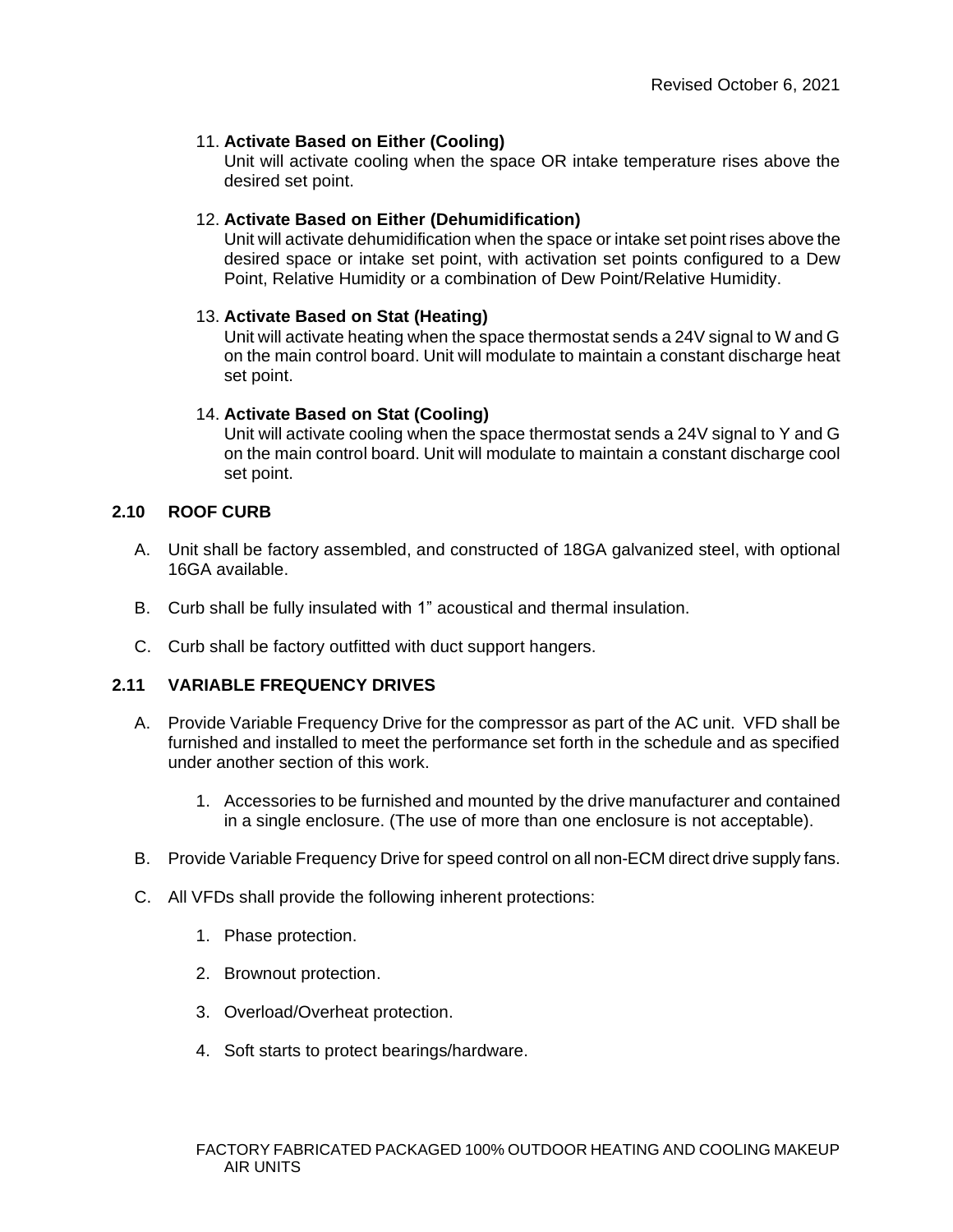11. **Activate Based on Either (Cooling)**
    Unit will activate cooling when the space OR intake temperature rises above the desired set point.

12. **Activate Based on Either (Dehumidification)**
    Unit will activate dehumidification when the space or intake set point rises above the desired space or intake set point, with activation set points configured to a Dew Point, Relative Humidity or a combination of Dew Point/Relative Humidity.

13. **Activate Based on Stat (Heating)**
    Unit will activate heating when the space thermostat sends a 24V signal to W and G on the main control board. Unit will modulate to maintain a constant discharge heat set point.

14. **Activate Based on Stat (Cooling)**
    Unit will activate cooling when the space thermostat sends a 24V signal to Y and G on the main control board. Unit will modulate to maintain a constant discharge cool set point.

## 2.10 ROOF CURB

A. Unit shall be factory assembled, and constructed of 18GA galvanized steel, with optional 16GA available.

B. Curb shall be fully insulated with 1" acoustical and thermal insulation.

C. Curb shall be factory outfitted with duct support hangers.

## 2.11 VARIABLE FREQUENCY DRIVES

A. Provide Variable Frequency Drive for the compressor as part of the AC unit. VFD shall be furnished and installed to meet the performance set forth in the schedule and as specified under another section of this work.

   1. Accessories to be furnished and mounted by the drive manufacturer and contained in a single enclosure. (The use of more than one enclosure is not acceptable).

B. Provide Variable Frequency Drive for speed control on all non-ECM direct drive supply fans.

C. All VFDs shall provide the following inherent protections:

   1. Phase protection.

   2. Brownout protection.

   3. Overload/Overheat protection.

   4. Soft starts to protect bearings/hardware.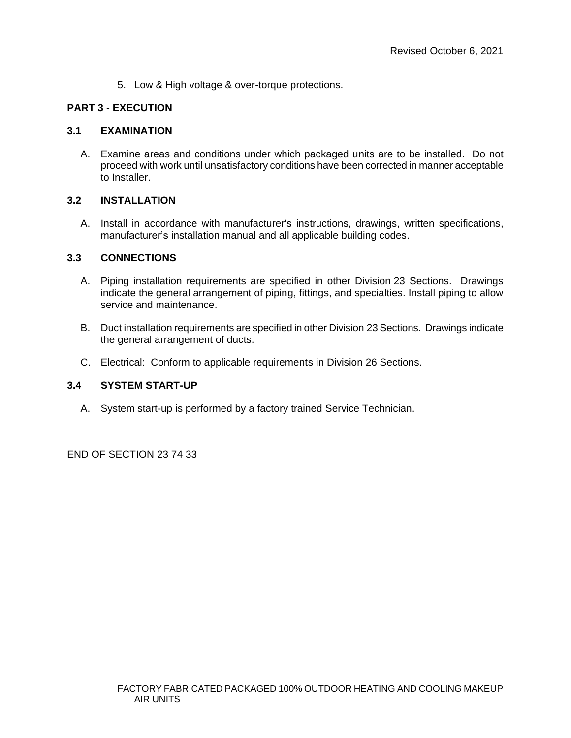5. Low & High voltage & over-torque protections.

## PART 3 - EXECUTION

### 3.1 EXAMINATION

A. Examine areas and conditions under which packaged units are to be installed. Do not proceed with work until unsatisfactory conditions have been corrected in manner acceptable to Installer.

### 3.2 INSTALLATION

A. Install in accordance with manufacturer's instructions, drawings, written specifications, manufacturer's installation manual and all applicable building codes.

### 3.3 CONNECTIONS

A. Piping installation requirements are specified in other Division 23 Sections. Drawings indicate the general arrangement of piping, fittings, and specialties. Install piping to allow service and maintenance.

B. Duct installation requirements are specified in other Division 23 Sections. Drawings indicate the general arrangement of ducts.

C. Electrical: Conform to applicable requirements in Division 26 Sections.

### 3.4 SYSTEM START-UP

A. System start-up is performed by a factory trained Service Technician.

END OF SECTION 23 74 33